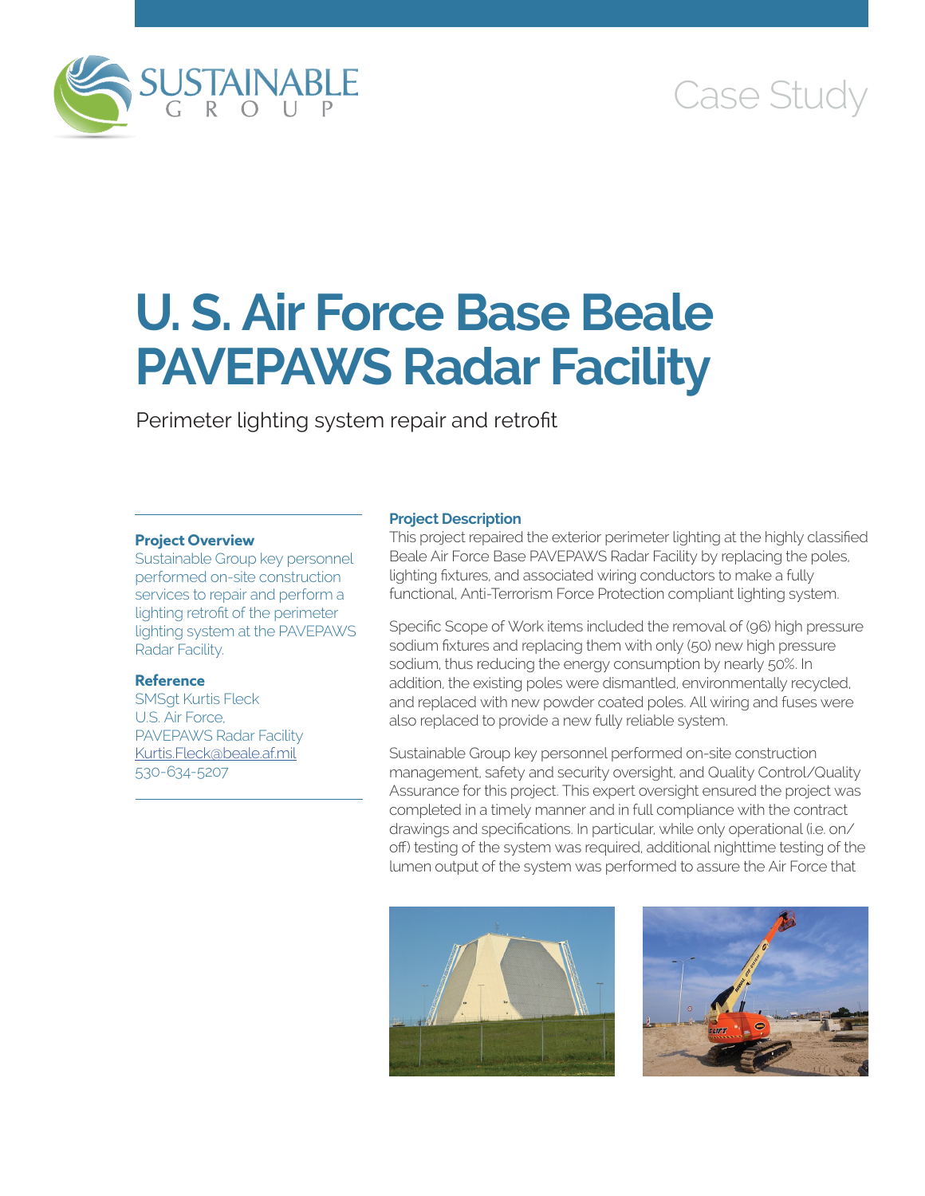# U. S. Air Force Base Beale PAVEPAWS Radar Facility

Perimeter lighting system repair and retrofit

### Project Overview

Sustainable Group key personnel performed on-site construction services to repair and perform a lighting retrofit of the perimeter lighting system at the PAVEPAWS Radar Facility.

### Reference

SMSgt Kurtis Fleck
U.S. Air Force,
PAVEPAWS Radar Facility
Kurtis.Fleck@beale.af.mil
530-634-5207

### Project Description

This project repaired the exterior perimeter lighting at the highly classified Beale Air Force Base PAVEPAWS Radar Facility by replacing the poles, lighting fixtures, and associated wiring conductors to make a fully functional, Anti-Terrorism Force Protection compliant lighting system.

Specific Scope of Work items included the removal of (96) high pressure sodium fixtures and replacing them with only (50) new high pressure sodium, thus reducing the energy consumption by nearly 50%. In addition, the existing poles were dismantled, environmentally recycled, and replaced with new powder coated poles. All wiring and fuses were also replaced to provide a new fully reliable system.

Sustainable Group key personnel performed on-site construction management, safety and security oversight, and Quality Control/Quality Assurance for this project. This expert oversight ensured the project was completed in a timely manner and in full compliance with the contract drawings and specifications. In particular, while only operational (i.e. on/off) testing of the system was required, additional nighttime testing of the lumen output of the system was performed to assure the Air Force that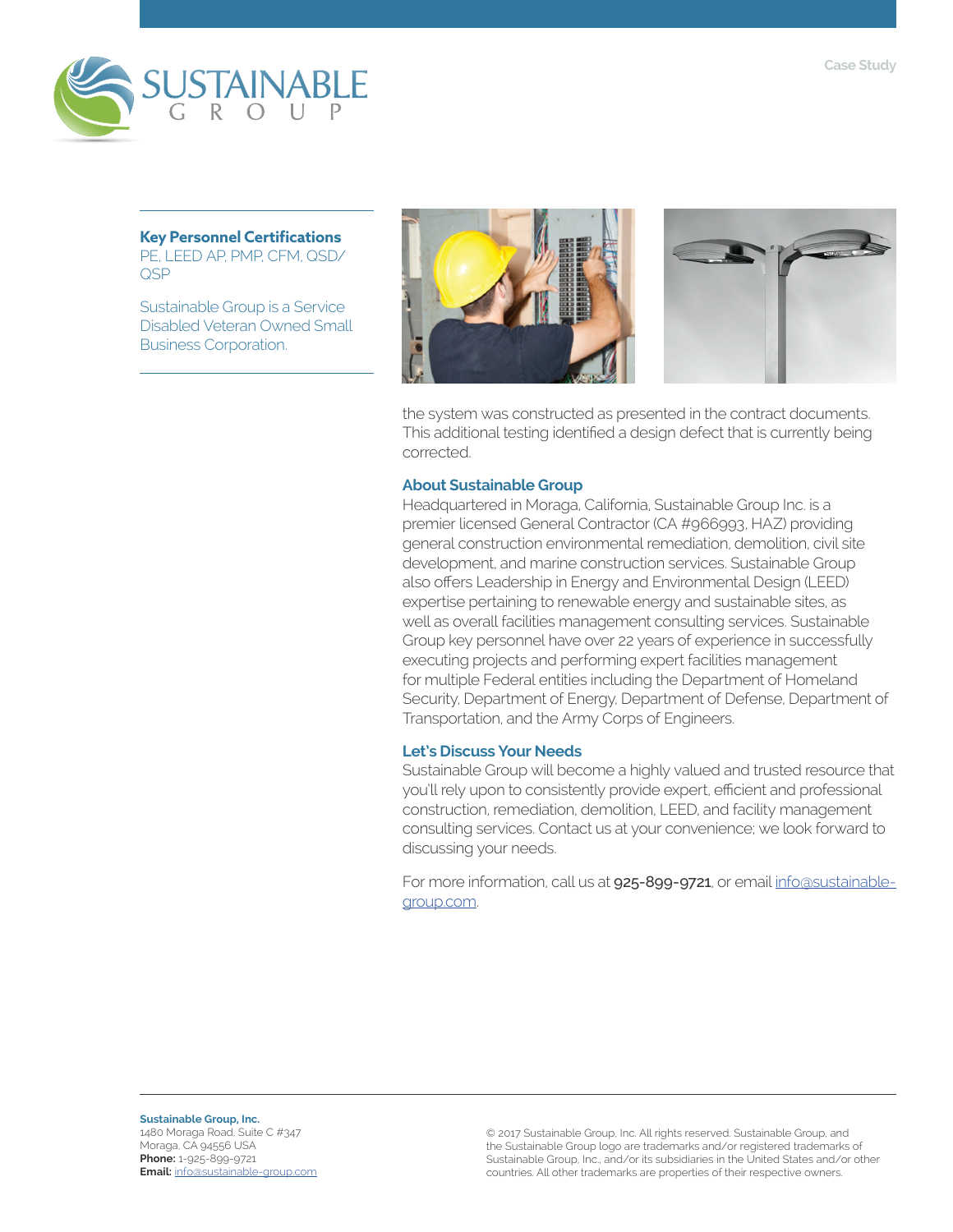**Key Personnel Certifications**
PE, LEED AP, PMP, CFM, QSD/QSP

Sustainable Group is a Service Disabled Veteran Owned Small Business Corporation.

the system was constructed as presented in the contract documents. This additional testing identified a design defect that is currently being corrected.

### About Sustainable Group

Headquartered in Moraga, California, Sustainable Group Inc. is a premier licensed General Contractor (CA #966993, HAZ) providing general construction environmental remediation, demolition, civil site development, and marine construction services. Sustainable Group also offers Leadership in Energy and Environmental Design (LEED) expertise pertaining to renewable energy and sustainable sites, as well as overall facilities management consulting services. Sustainable Group key personnel have over 22 years of experience in successfully executing projects and performing expert facilities management for multiple Federal entities including the Department of Homeland Security, Department of Energy, Department of Defense, Department of Transportation, and the Army Corps of Engineers.

### Let's Discuss Your Needs

Sustainable Group will become a highly valued and trusted resource that you'll rely upon to consistently provide expert, efficient and professional construction, remediation, demolition, LEED, and facility management consulting services. Contact us at your convenience; we look forward to discussing your needs.

For more information, call us at **925-899-9721**, or email info@sustainable-group.com.

**Sustainable Group, Inc.**
1480 Moraga Road, Suite C #347
Moraga, CA 94556 USA
**Phone:** 1-925-899-9721
**Email:** info@sustainable-group.com

© 2017 Sustainable Group, Inc. All rights reserved. Sustainable Group, and the Sustainable Group logo are trademarks and/or registered trademarks of Sustainable Group, Inc., and/or its subsidiaries in the United States and/or other countries. All other trademarks are properties of their respective owners.